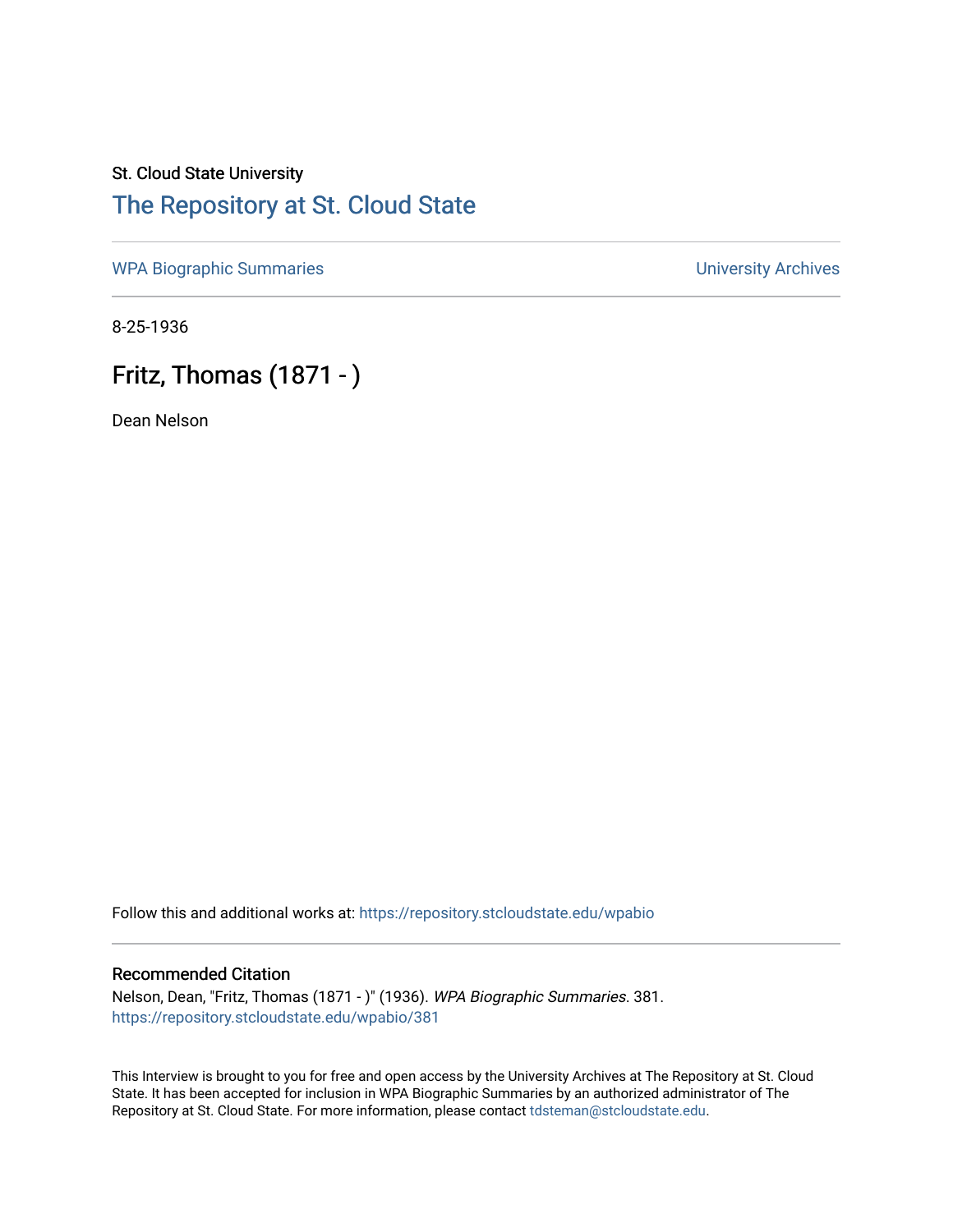St. Cloud State University

# The Repository at St. Cloud State

WPA Biographic Summaries

University Archives

8-25-1936

## Fritz, Thomas (1871 - )

Dean Nelson

Follow this and additional works at: https://repository.stcloudstate.edu/wpabio

### Recommended Citation

Nelson, Dean, "Fritz, Thomas (1871 - )" (1936). *WPA Biographic Summaries*. 381.
https://repository.stcloudstate.edu/wpabio/381

This Interview is brought to you for free and open access by the University Archives at The Repository at St. Cloud State. It has been accepted for inclusion in WPA Biographic Summaries by an authorized administrator of The Repository at St. Cloud State. For more information, please contact tdsteman@stcloudstate.edu.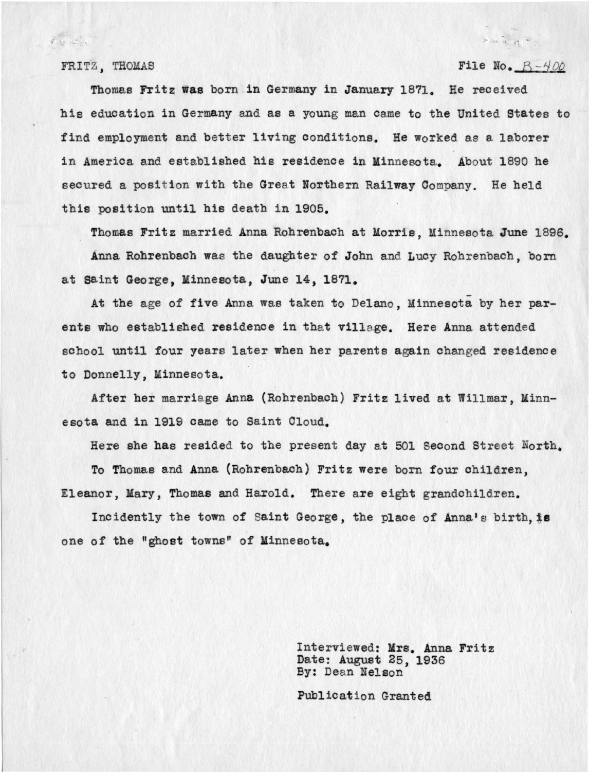FRITZ, THOMAS File No. B-400

Thomas Fritz was born in Germany in January 1871. He received his education in Germany and as a young man came to the United States to find employment and better living conditions. He worked as a laborer in America and established his residence in Minnesota. About 1890 he secured a position with the Great Northern Railway Company. He held this position until his death in 1905.

Thomas Fritz married Anna Rohrenbach at Morris, Minnesota June 1896.

Anna Rohrenbach was the daughter of John and Lucy Rohrenbach, born at Saint George, Minnesota, June 14, 1871.

At the age of five Anna was taken to Delano, Minnesota by her parents who established residence in that village. Here Anna attended school until four years later when her parents again changed residence to Donnelly, Minnesota.

After her marriage Anna (Rohrenbach) Fritz lived at Willmar, Minnesota and in 1919 came to Saint Cloud.

Here she has resided to the present day at 501 Second Street North.

To Thomas and Anna (Rohrenbach) Fritz were born four children, Eleanor, Mary, Thomas and Harold. There are eight grandchildren.

Incidently the town of Saint George, the place of Anna's birth, is one of the "ghost towns" of Minnesota.

Interviewed: Mrs. Anna Fritz
Date: August 25, 1936
By: Dean Nelson

Publication Granted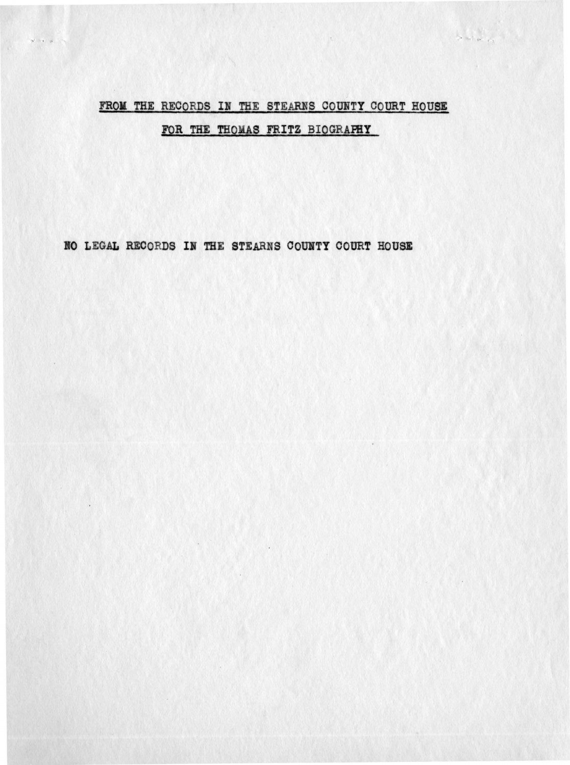## FROM THE RECORDS IN THE STEARNS COUNTY COURT HOUSE

## FOR THE THOMAS FRITZ BIOGRAPHY

NO LEGAL RECORDS IN THE STEARNS COUNTY COURT HOUSE